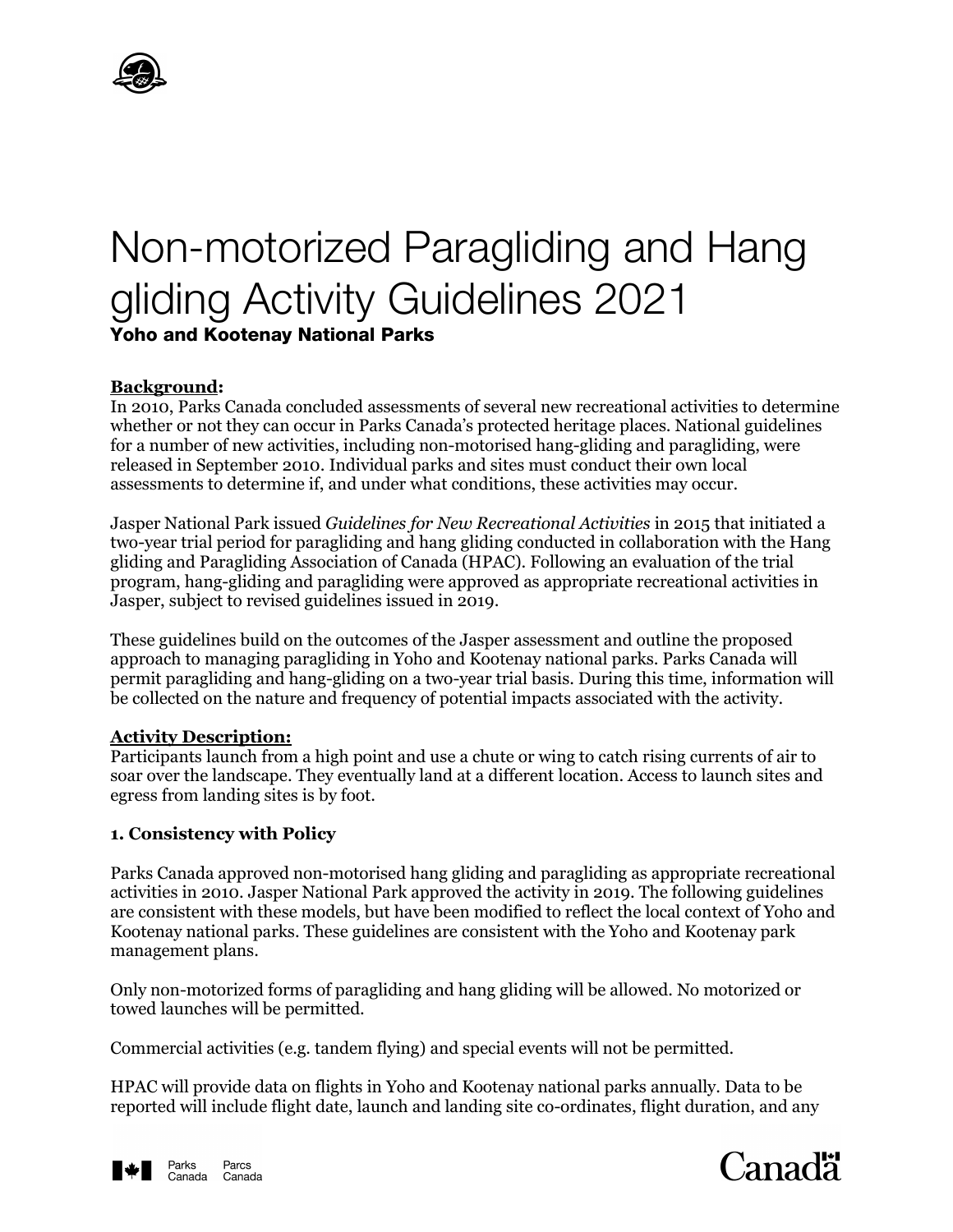# Non-motorized Paragliding and Hang gliding Activity Guidelines 2021

**Yoho and Kootenay National Parks**

**Background:**
In 2010, Parks Canada concluded assessments of several new recreational activities to determine whether or not they can occur in Parks Canada's protected heritage places. National guidelines for a number of new activities, including non-motorised hang-gliding and paragliding, were released in September 2010. Individual parks and sites must conduct their own local assessments to determine if, and under what conditions, these activities may occur.

Jasper National Park issued *Guidelines for New Recreational Activities* in 2015 that initiated a two-year trial period for paragliding and hang gliding conducted in collaboration with the Hang gliding and Paragliding Association of Canada (HPAC). Following an evaluation of the trial program, hang-gliding and paragliding were approved as appropriate recreational activities in Jasper, subject to revised guidelines issued in 2019.

These guidelines build on the outcomes of the Jasper assessment and outline the proposed approach to managing paragliding in Yoho and Kootenay national parks. Parks Canada will permit paragliding and hang-gliding on a two-year trial basis. During this time, information will be collected on the nature and frequency of potential impacts associated with the activity.

**Activity Description:**
Participants launch from a high point and use a chute or wing to catch rising currents of air to soar over the landscape. They eventually land at a different location. Access to launch sites and egress from landing sites is by foot.

### 1. Consistency with Policy

Parks Canada approved non-motorised hang gliding and paragliding as appropriate recreational activities in 2010. Jasper National Park approved the activity in 2019. The following guidelines are consistent with these models, but have been modified to reflect the local context of Yoho and Kootenay national parks. These guidelines are consistent with the Yoho and Kootenay park management plans.

Only non-motorized forms of paragliding and hang gliding will be allowed. No motorized or towed launches will be permitted.

Commercial activities (e.g. tandem flying) and special events will not be permitted.

HPAC will provide data on flights in Yoho and Kootenay national parks annually. Data to be reported will include flight date, launch and landing site co-ordinates, flight duration, and any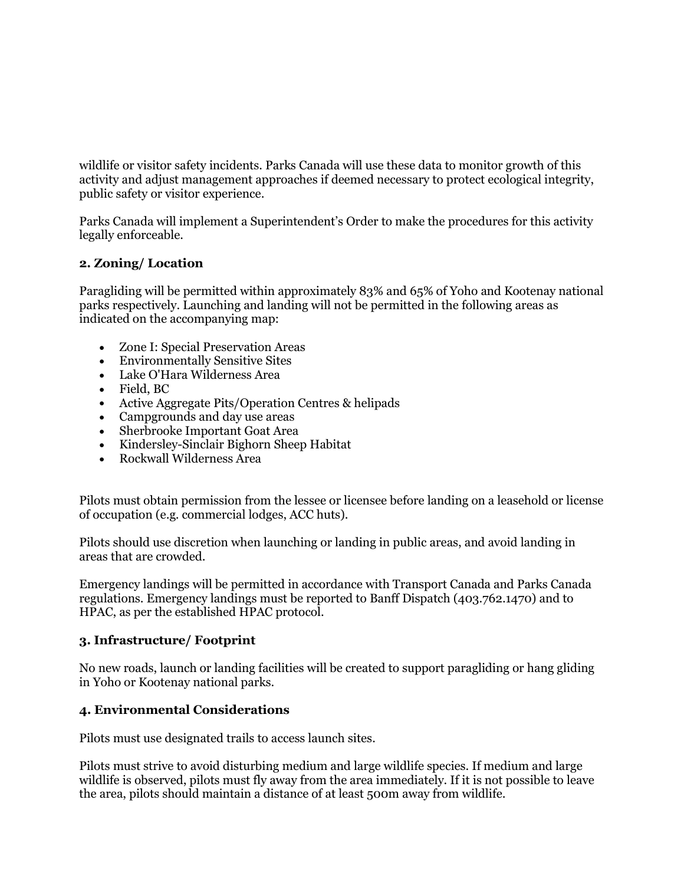wildlife or visitor safety incidents. Parks Canada will use these data to monitor growth of this activity and adjust management approaches if deemed necessary to protect ecological integrity, public safety or visitor experience.

Parks Canada will implement a Superintendent's Order to make the procedures for this activity legally enforceable.

### 2. Zoning/ Location

Paragliding will be permitted within approximately 83% and 65% of Yoho and Kootenay national parks respectively. Launching and landing will not be permitted in the following areas as indicated on the accompanying map:

- Zone I: Special Preservation Areas
- Environmentally Sensitive Sites
- Lake O'Hara Wilderness Area
- Field, BC
- Active Aggregate Pits/Operation Centres & helipads
- Campgrounds and day use areas
- Sherbrooke Important Goat Area
- Kindersley-Sinclair Bighorn Sheep Habitat
- Rockwall Wilderness Area

Pilots must obtain permission from the lessee or licensee before landing on a leasehold or license of occupation (e.g. commercial lodges, ACC huts).

Pilots should use discretion when launching or landing in public areas, and avoid landing in areas that are crowded.

Emergency landings will be permitted in accordance with Transport Canada and Parks Canada regulations. Emergency landings must be reported to Banff Dispatch (403.762.1470) and to HPAC, as per the established HPAC protocol.

### 3. Infrastructure/ Footprint

No new roads, launch or landing facilities will be created to support paragliding or hang gliding in Yoho or Kootenay national parks.

### 4. Environmental Considerations

Pilots must use designated trails to access launch sites.

Pilots must strive to avoid disturbing medium and large wildlife species. If medium and large wildlife is observed, pilots must fly away from the area immediately. If it is not possible to leave the area, pilots should maintain a distance of at least 500m away from wildlife.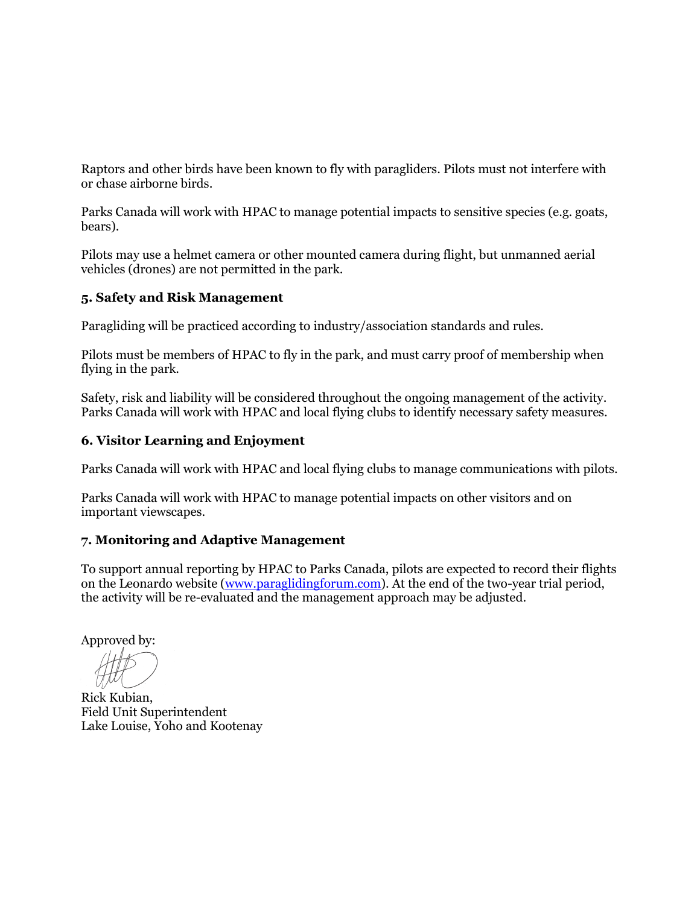Raptors and other birds have been known to fly with paragliders. Pilots must not interfere with or chase airborne birds.

Parks Canada will work with HPAC to manage potential impacts to sensitive species (e.g. goats, bears).

Pilots may use a helmet camera or other mounted camera during flight, but unmanned aerial vehicles (drones) are not permitted in the park.

### 5. Safety and Risk Management

Paragliding will be practiced according to industry/association standards and rules.

Pilots must be members of HPAC to fly in the park, and must carry proof of membership when flying in the park.

Safety, risk and liability will be considered throughout the ongoing management of the activity. Parks Canada will work with HPAC and local flying clubs to identify necessary safety measures.

### 6. Visitor Learning and Enjoyment

Parks Canada will work with HPAC and local flying clubs to manage communications with pilots.

Parks Canada will work with HPAC to manage potential impacts on other visitors and on important viewscapes.

### 7. Monitoring and Adaptive Management

To support annual reporting by HPAC to Parks Canada, pilots are expected to record their flights on the Leonardo website ([www.paraglidingforum.com](http://www.paraglidingforum.com)). At the end of the two-year trial period, the activity will be re-evaluated and the management approach may be adjusted.

Approved by:

Rick Kubian,
Field Unit Superintendent
Lake Louise, Yoho and Kootenay